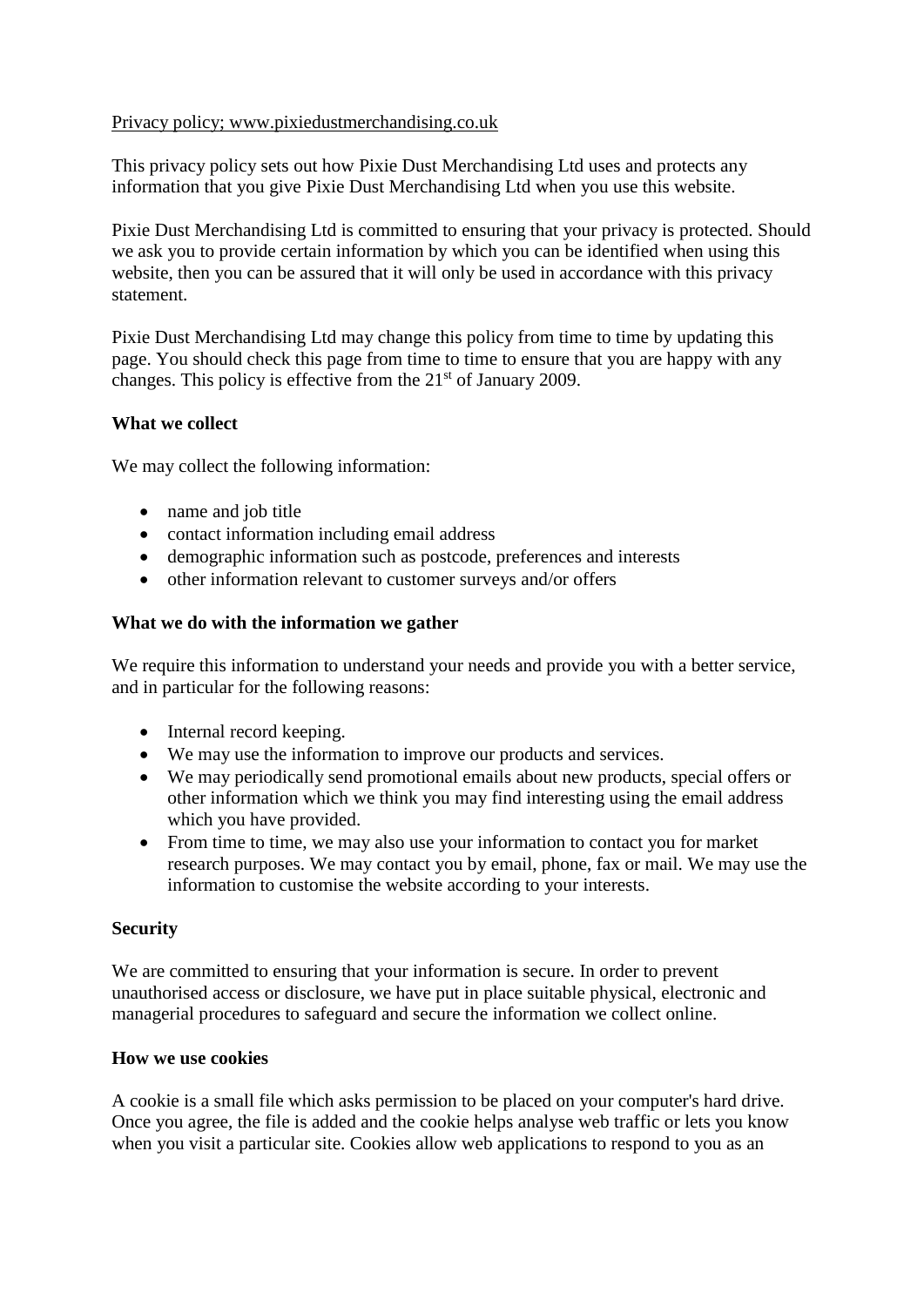Privacy policy; www.pixiedustmerchandising.co.uk

This privacy policy sets out how Pixie Dust Merchandising Ltd uses and protects any information that you give Pixie Dust Merchandising Ltd when you use this website.

Pixie Dust Merchandising Ltd is committed to ensuring that your privacy is protected. Should we ask you to provide certain information by which you can be identified when using this website, then you can be assured that it will only be used in accordance with this privacy statement.

Pixie Dust Merchandising Ltd may change this policy from time to time by updating this page. You should check this page from time to time to ensure that you are happy with any changes. This policy is effective from the 21st of January 2009.

**What we collect**

We may collect the following information:

- name and job title
- contact information including email address
- demographic information such as postcode, preferences and interests
- other information relevant to customer surveys and/or offers

**What we do with the information we gather**

We require this information to understand your needs and provide you with a better service, and in particular for the following reasons:

- Internal record keeping.
- We may use the information to improve our products and services.
- We may periodically send promotional emails about new products, special offers or other information which we think you may find interesting using the email address which you have provided.
- From time to time, we may also use your information to contact you for market research purposes. We may contact you by email, phone, fax or mail. We may use the information to customise the website according to your interests.

**Security**

We are committed to ensuring that your information is secure. In order to prevent unauthorised access or disclosure, we have put in place suitable physical, electronic and managerial procedures to safeguard and secure the information we collect online.

**How we use cookies**

A cookie is a small file which asks permission to be placed on your computer's hard drive. Once you agree, the file is added and the cookie helps analyse web traffic or lets you know when you visit a particular site. Cookies allow web applications to respond to you as an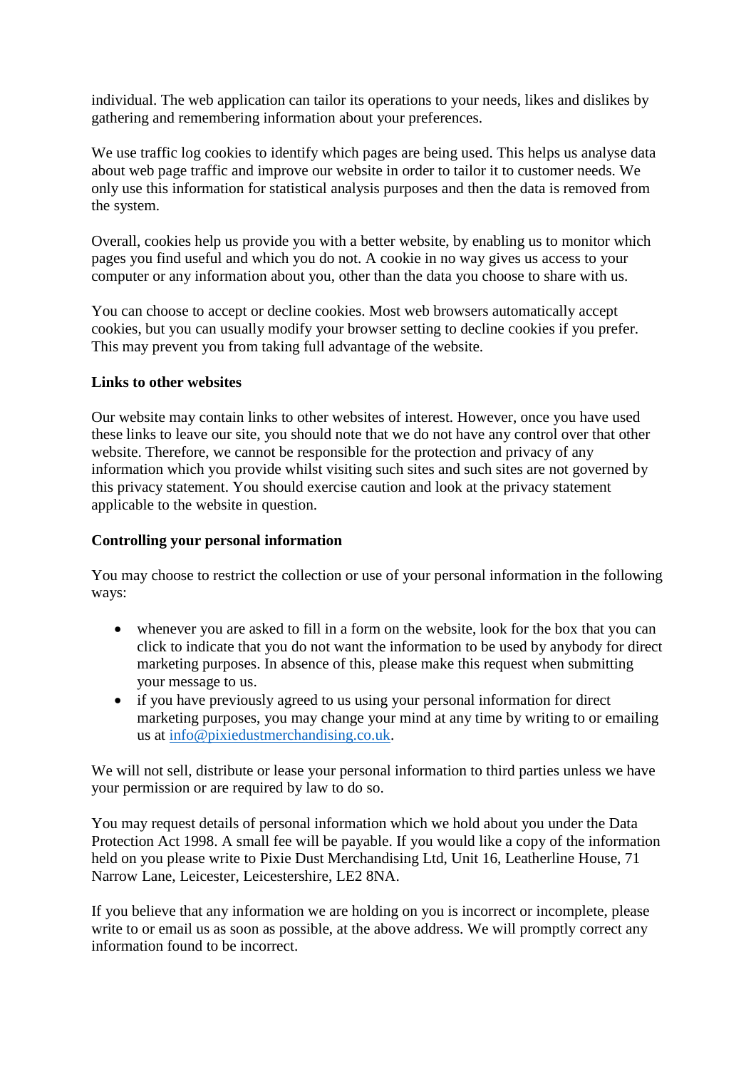individual. The web application can tailor its operations to your needs, likes and dislikes by gathering and remembering information about your preferences.

We use traffic log cookies to identify which pages are being used. This helps us analyse data about web page traffic and improve our website in order to tailor it to customer needs. We only use this information for statistical analysis purposes and then the data is removed from the system.

Overall, cookies help us provide you with a better website, by enabling us to monitor which pages you find useful and which you do not. A cookie in no way gives us access to your computer or any information about you, other than the data you choose to share with us.

You can choose to accept or decline cookies. Most web browsers automatically accept cookies, but you can usually modify your browser setting to decline cookies if you prefer. This may prevent you from taking full advantage of the website.

**Links to other websites**

Our website may contain links to other websites of interest. However, once you have used these links to leave our site, you should note that we do not have any control over that other website. Therefore, we cannot be responsible for the protection and privacy of any information which you provide whilst visiting such sites and such sites are not governed by this privacy statement. You should exercise caution and look at the privacy statement applicable to the website in question.

**Controlling your personal information**

You may choose to restrict the collection or use of your personal information in the following ways:

- whenever you are asked to fill in a form on the website, look for the box that you can click to indicate that you do not want the information to be used by anybody for direct marketing purposes. In absence of this, please make this request when submitting your message to us.
- if you have previously agreed to us using your personal information for direct marketing purposes, you may change your mind at any time by writing to or emailing us at info@pixiedustmerchandising.co.uk.

We will not sell, distribute or lease your personal information to third parties unless we have your permission or are required by law to do so.

You may request details of personal information which we hold about you under the Data Protection Act 1998. A small fee will be payable. If you would like a copy of the information held on you please write to Pixie Dust Merchandising Ltd, Unit 16, Leatherline House, 71 Narrow Lane, Leicester, Leicestershire, LE2 8NA.

If you believe that any information we are holding on you is incorrect or incomplete, please write to or email us as soon as possible, at the above address. We will promptly correct any information found to be incorrect.